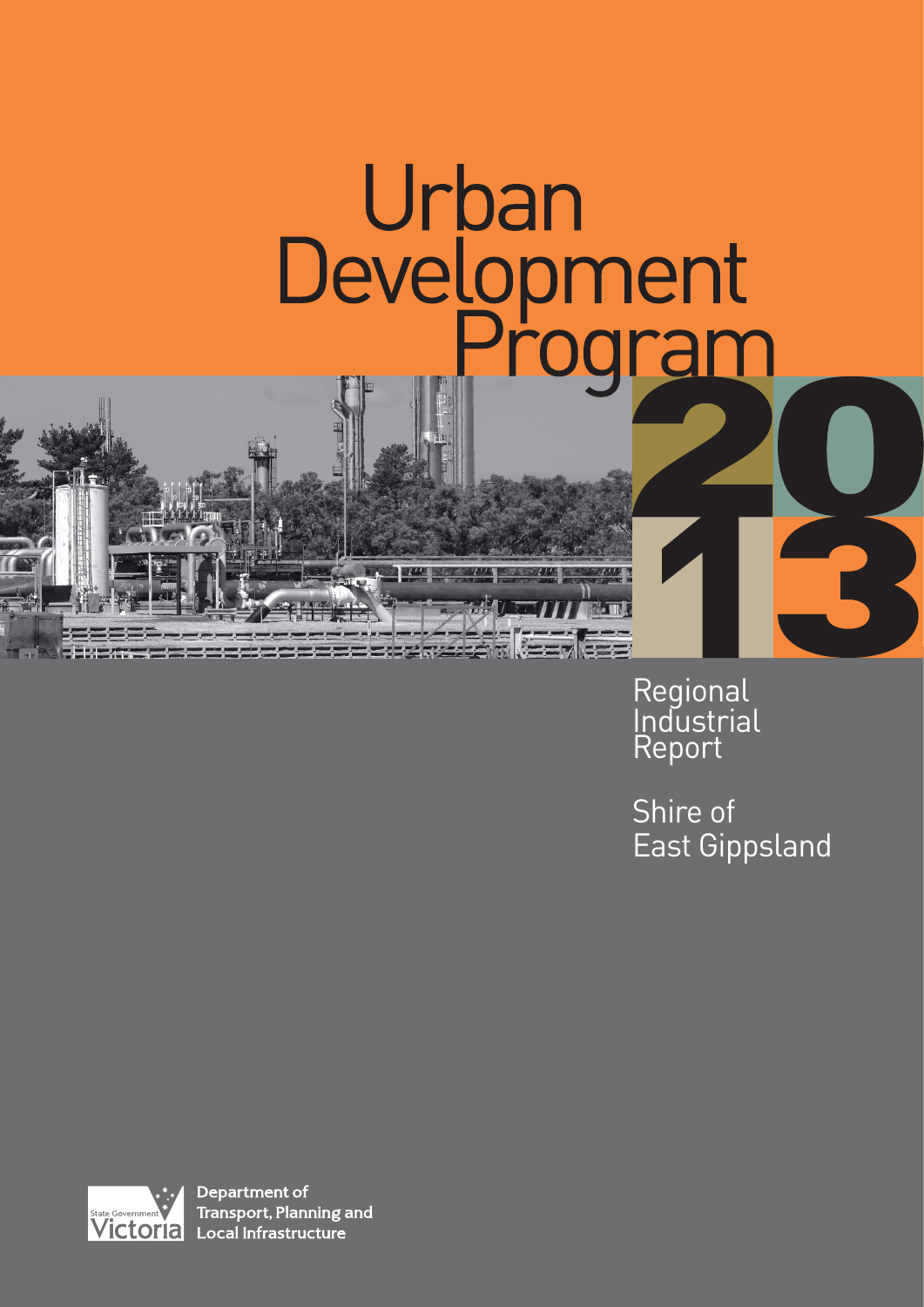# Urban Development Program 2013

## Regional Industrial Report

## Shire of East Gippsland

State Government Victoria

Department of Transport, Planning and Local Infrastructure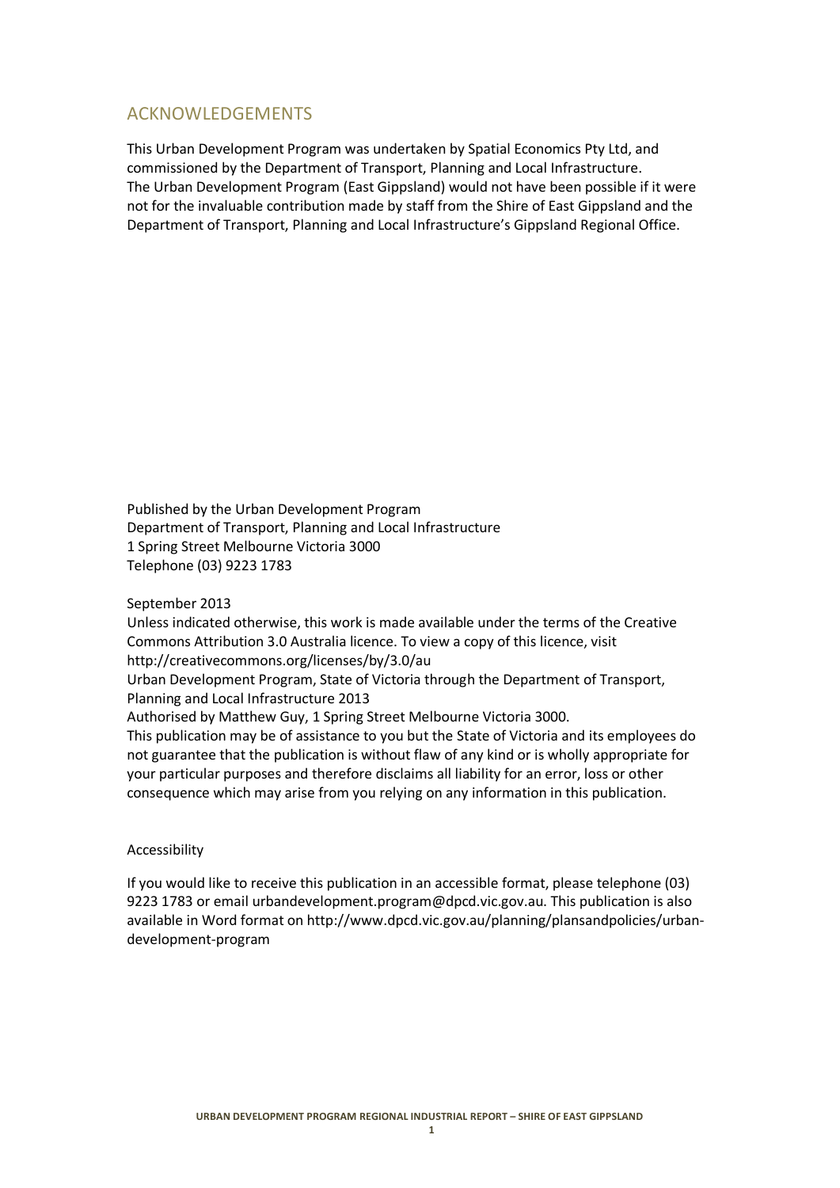## ACKNOWLEDGEMENTS

This Urban Development Program was undertaken by Spatial Economics Pty Ltd, and commissioned by the Department of Transport, Planning and Local Infrastructure. The Urban Development Program (East Gippsland) would not have been possible if it were not for the invaluable contribution made by staff from the Shire of East Gippsland and the Department of Transport, Planning and Local Infrastructure's Gippsland Regional Office.

Published by the Urban Development Program
Department of Transport, Planning and Local Infrastructure
1 Spring Street Melbourne Victoria 3000
Telephone (03) 9223 1783

September 2013
Unless indicated otherwise, this work is made available under the terms of the Creative Commons Attribution 3.0 Australia licence. To view a copy of this licence, visit http://creativecommons.org/licenses/by/3.0/au
Urban Development Program, State of Victoria through the Department of Transport, Planning and Local Infrastructure 2013
Authorised by Matthew Guy, 1 Spring Street Melbourne Victoria 3000.
This publication may be of assistance to you but the State of Victoria and its employees do not guarantee that the publication is without flaw of any kind or is wholly appropriate for your particular purposes and therefore disclaims all liability for an error, loss or other consequence which may arise from you relying on any information in this publication.

Accessibility

If you would like to receive this publication in an accessible format, please telephone (03) 9223 1783 or email urbandevelopment.program@dpcd.vic.gov.au. This publication is also available in Word format on http://www.dpcd.vic.gov.au/planning/plansandpolicies/urban-development-program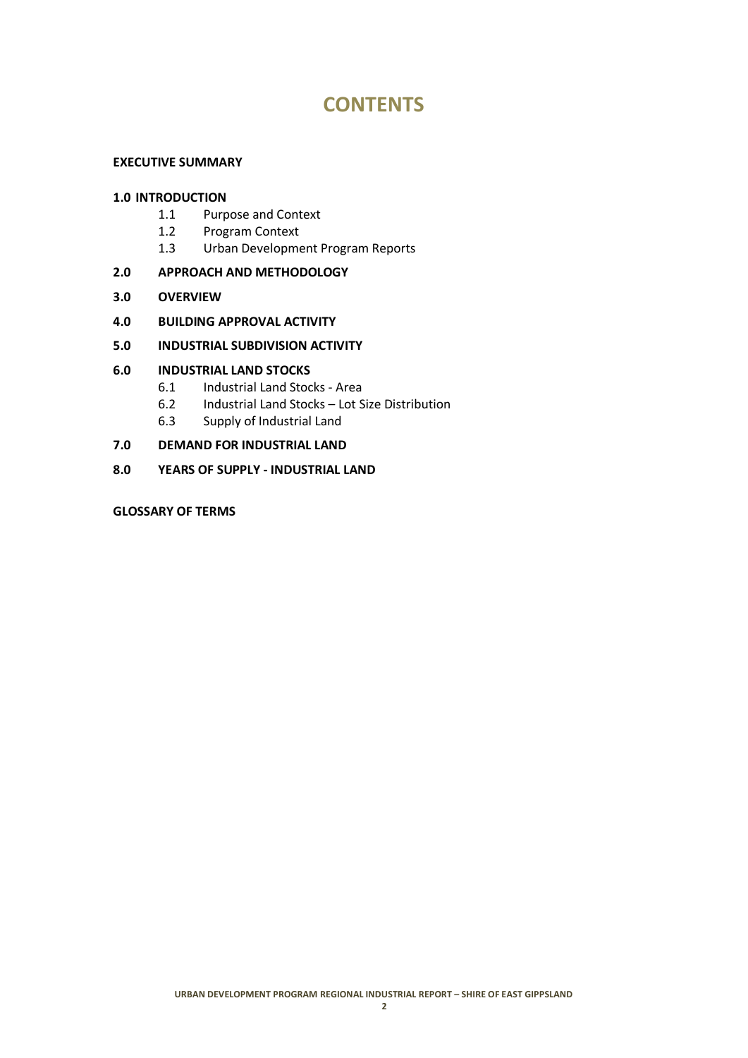# CONTENTS

**EXECUTIVE SUMMARY**

**1.0 INTRODUCTION**

- 1.1 Purpose and Context
- 1.2 Program Context
- 1.3 Urban Development Program Reports

**2.0 APPROACH AND METHODOLOGY**

**3.0 OVERVIEW**

**4.0 BUILDING APPROVAL ACTIVITY**

**5.0 INDUSTRIAL SUBDIVISION ACTIVITY**

**6.0 INDUSTRIAL LAND STOCKS**

- 6.1 Industrial Land Stocks - Area
- 6.2 Industrial Land Stocks – Lot Size Distribution
- 6.3 Supply of Industrial Land

**7.0 DEMAND FOR INDUSTRIAL LAND**

**8.0 YEARS OF SUPPLY - INDUSTRIAL LAND**

**GLOSSARY OF TERMS**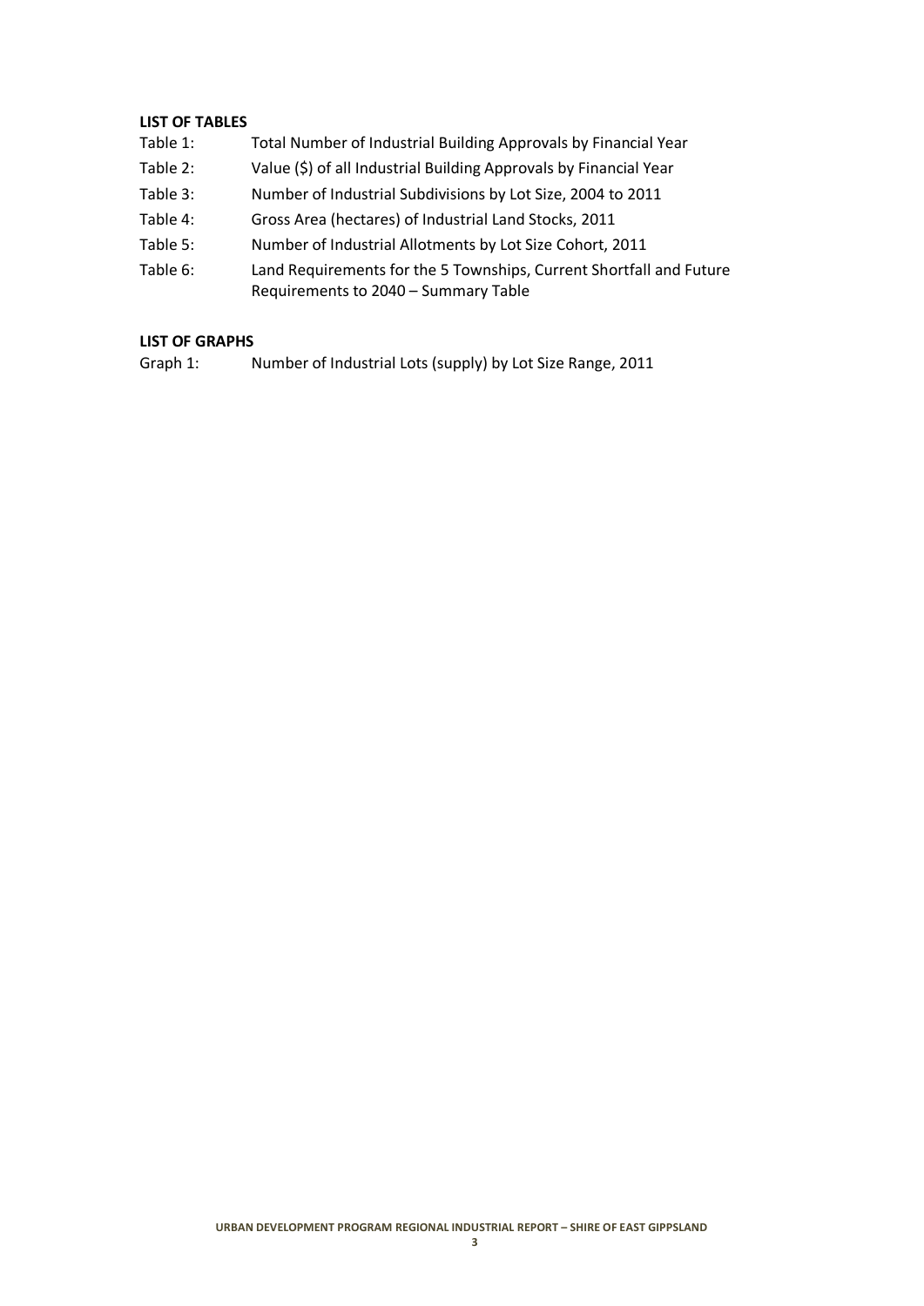**LIST OF TABLES**

| | |
|---|---|
| Table 1: | Total Number of Industrial Building Approvals by Financial Year |
| Table 2: | Value ($) of all Industrial Building Approvals by Financial Year |
| Table 3: | Number of Industrial Subdivisions by Lot Size, 2004 to 2011 |
| Table 4: | Gross Area (hectares) of Industrial Land Stocks, 2011 |
| Table 5: | Number of Industrial Allotments by Lot Size Cohort, 2011 |
| Table 6: | Land Requirements for the 5 Townships, Current Shortfall and Future Requirements to 2040 – Summary Table |

**LIST OF GRAPHS**

| | |
|---|---|
| Graph 1: | Number of Industrial Lots (supply) by Lot Size Range, 2011 |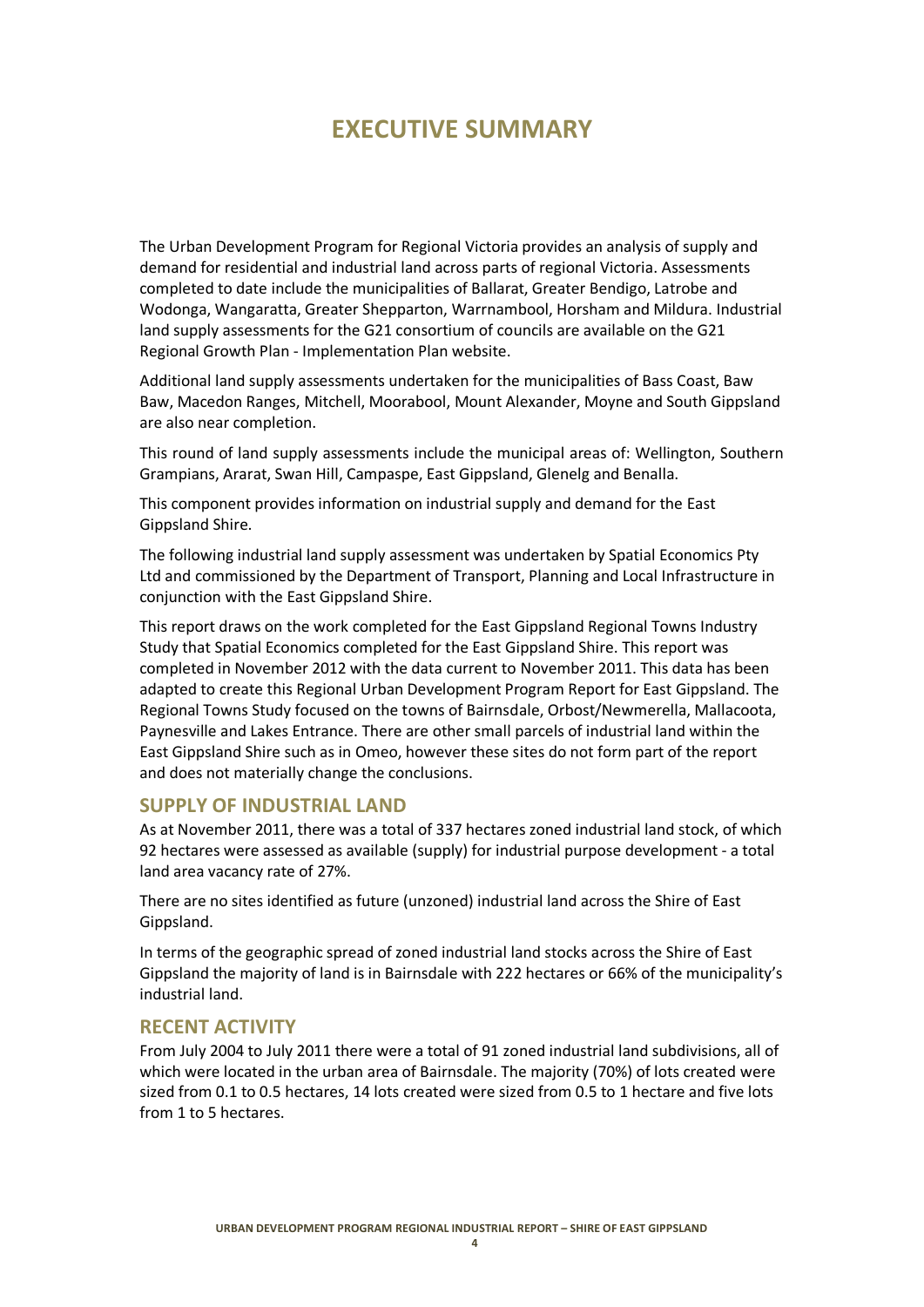# EXECUTIVE SUMMARY

The Urban Development Program for Regional Victoria provides an analysis of supply and demand for residential and industrial land across parts of regional Victoria. Assessments completed to date include the municipalities of Ballarat, Greater Bendigo, Latrobe and Wodonga, Wangaratta, Greater Shepparton, Warrnambool, Horsham and Mildura. Industrial land supply assessments for the G21 consortium of councils are available on the G21 Regional Growth Plan - Implementation Plan website.

Additional land supply assessments undertaken for the municipalities of Bass Coast, Baw Baw, Macedon Ranges, Mitchell, Moorabool, Mount Alexander, Moyne and South Gippsland are also near completion.

This round of land supply assessments include the municipal areas of: Wellington, Southern Grampians, Ararat, Swan Hill, Campaspe, East Gippsland, Glenelg and Benalla.

This component provides information on industrial supply and demand for the East Gippsland Shire.

The following industrial land supply assessment was undertaken by Spatial Economics Pty Ltd and commissioned by the Department of Transport, Planning and Local Infrastructure in conjunction with the East Gippsland Shire.

This report draws on the work completed for the East Gippsland Regional Towns Industry Study that Spatial Economics completed for the East Gippsland Shire. This report was completed in November 2012 with the data current to November 2011. This data has been adapted to create this Regional Urban Development Program Report for East Gippsland. The Regional Towns Study focused on the towns of Bairnsdale, Orbost/Newmerella, Mallacoota, Paynesville and Lakes Entrance. There are other small parcels of industrial land within the East Gippsland Shire such as in Omeo, however these sites do not form part of the report and does not materially change the conclusions.

## SUPPLY OF INDUSTRIAL LAND

As at November 2011, there was a total of 337 hectares zoned industrial land stock, of which 92 hectares were assessed as available (supply) for industrial purpose development - a total land area vacancy rate of 27%.

There are no sites identified as future (unzoned) industrial land across the Shire of East Gippsland.

In terms of the geographic spread of zoned industrial land stocks across the Shire of East Gippsland the majority of land is in Bairnsdale with 222 hectares or 66% of the municipality's industrial land.

## RECENT ACTIVITY

From July 2004 to July 2011 there were a total of 91 zoned industrial land subdivisions, all of which were located in the urban area of Bairnsdale. The majority (70%) of lots created were sized from 0.1 to 0.5 hectares, 14 lots created were sized from 0.5 to 1 hectare and five lots from 1 to 5 hectares.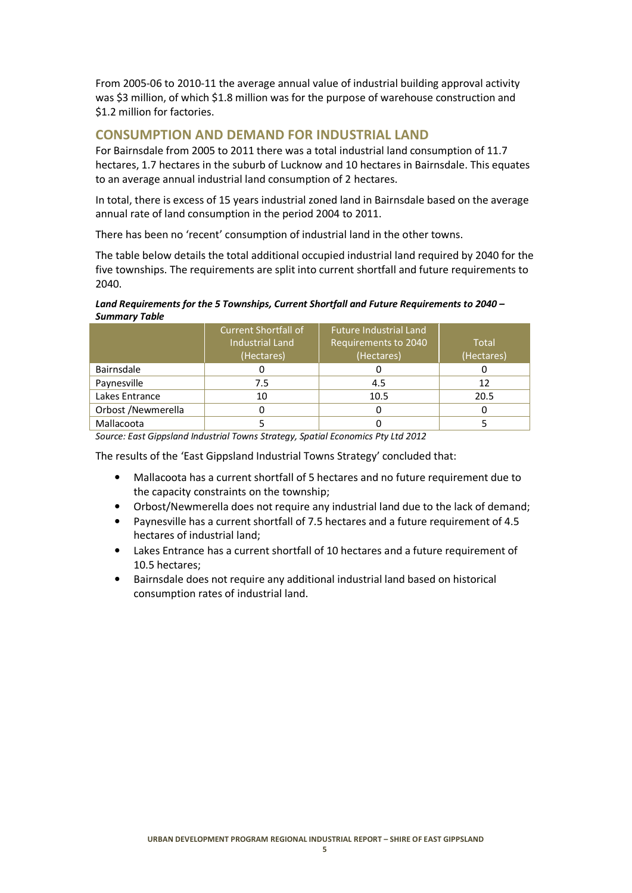From 2005-06 to 2010-11 the average annual value of industrial building approval activity was $3 million, of which $1.8 million was for the purpose of warehouse construction and $1.2 million for factories.

## CONSUMPTION AND DEMAND FOR INDUSTRIAL LAND

For Bairnsdale from 2005 to 2011 there was a total industrial land consumption of 11.7 hectares, 1.7 hectares in the suburb of Lucknow and 10 hectares in Bairnsdale. This equates to an average annual industrial land consumption of 2 hectares.

In total, there is excess of 15 years industrial zoned land in Bairnsdale based on the average annual rate of land consumption in the period 2004 to 2011.

There has been no 'recent' consumption of industrial land in the other towns.

The table below details the total additional occupied industrial land required by 2040 for the five townships. The requirements are split into current shortfall and future requirements to 2040.

***Land Requirements for the 5 Townships, Current Shortfall and Future Requirements to 2040 – Summary Table***

| | Current Shortfall of Industrial Land (Hectares) | Future Industrial Land Requirements to 2040 (Hectares) | Total (Hectares) |
|---|---|---|---|
| Bairnsdale | 0 | 0 | 0 |
| Paynesville | 7.5 | 4.5 | 12 |
| Lakes Entrance | 10 | 10.5 | 20.5 |
| Orbost /Newmerella | 0 | 0 | 0 |
| Mallacoota | 5 | 0 | 5 |

*Source: East Gippsland Industrial Towns Strategy, Spatial Economics Pty Ltd 2012*

The results of the 'East Gippsland Industrial Towns Strategy' concluded that:

- Mallacoota has a current shortfall of 5 hectares and no future requirement due to the capacity constraints on the township;
- Orbost/Newmerella does not require any industrial land due to the lack of demand;
- Paynesville has a current shortfall of 7.5 hectares and a future requirement of 4.5 hectares of industrial land;
- Lakes Entrance has a current shortfall of 10 hectares and a future requirement of 10.5 hectares;
- Bairnsdale does not require any additional industrial land based on historical consumption rates of industrial land.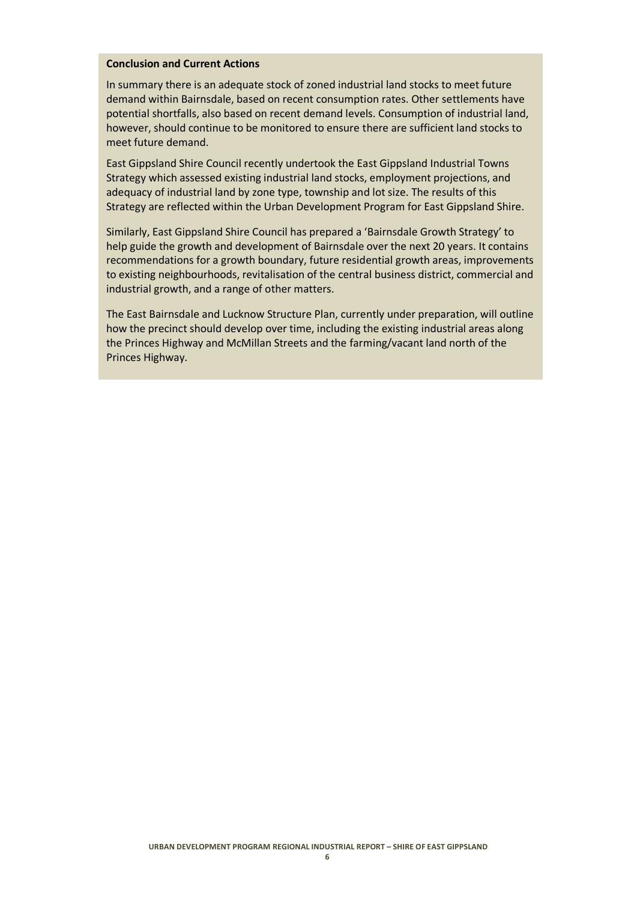**Conclusion and Current Actions**

In summary there is an adequate stock of zoned industrial land stocks to meet future demand within Bairnsdale, based on recent consumption rates. Other settlements have potential shortfalls, also based on recent demand levels. Consumption of industrial land, however, should continue to be monitored to ensure there are sufficient land stocks to meet future demand.

East Gippsland Shire Council recently undertook the East Gippsland Industrial Towns Strategy which assessed existing industrial land stocks, employment projections, and adequacy of industrial land by zone type, township and lot size. The results of this Strategy are reflected within the Urban Development Program for East Gippsland Shire.

Similarly, East Gippsland Shire Council has prepared a 'Bairnsdale Growth Strategy' to help guide the growth and development of Bairnsdale over the next 20 years. It contains recommendations for a growth boundary, future residential growth areas, improvements to existing neighbourhoods, revitalisation of the central business district, commercial and industrial growth, and a range of other matters.

The East Bairnsdale and Lucknow Structure Plan, currently under preparation, will outline how the precinct should develop over time, including the existing industrial areas along the Princes Highway and McMillan Streets and the farming/vacant land north of the Princes Highway.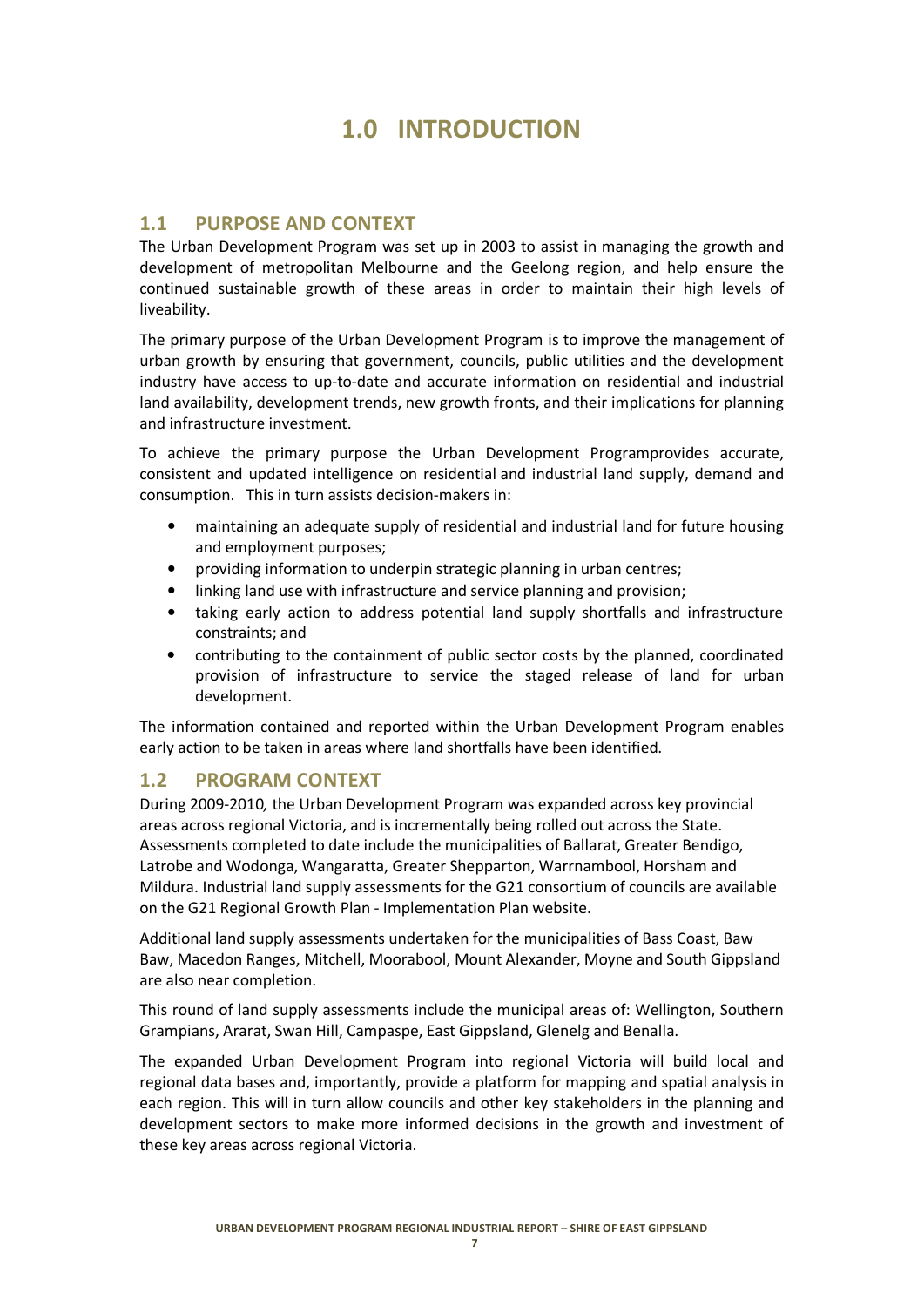# 1.0 INTRODUCTION

## 1.1 PURPOSE AND CONTEXT

The Urban Development Program was set up in 2003 to assist in managing the growth and development of metropolitan Melbourne and the Geelong region, and help ensure the continued sustainable growth of these areas in order to maintain their high levels of liveability.

The primary purpose of the Urban Development Program is to improve the management of urban growth by ensuring that government, councils, public utilities and the development industry have access to up-to-date and accurate information on residential and industrial land availability, development trends, new growth fronts, and their implications for planning and infrastructure investment.

To achieve the primary purpose the Urban Development Programprovides accurate, consistent and updated intelligence on residential and industrial land supply, demand and consumption. This in turn assists decision-makers in:

- maintaining an adequate supply of residential and industrial land for future housing and employment purposes;
- providing information to underpin strategic planning in urban centres;
- linking land use with infrastructure and service planning and provision;
- taking early action to address potential land supply shortfalls and infrastructure constraints; and
- contributing to the containment of public sector costs by the planned, coordinated provision of infrastructure to service the staged release of land for urban development.

The information contained and reported within the Urban Development Program enables early action to be taken in areas where land shortfalls have been identified.

## 1.2 PROGRAM CONTEXT

During 2009-2010*,* the Urban Development Program was expanded across key provincial areas across regional Victoria, and is incrementally being rolled out across the State. Assessments completed to date include the municipalities of Ballarat, Greater Bendigo, Latrobe and Wodonga, Wangaratta, Greater Shepparton, Warrnambool, Horsham and Mildura. Industrial land supply assessments for the G21 consortium of councils are available on the G21 Regional Growth Plan - Implementation Plan website.

Additional land supply assessments undertaken for the municipalities of Bass Coast, Baw Baw, Macedon Ranges, Mitchell, Moorabool, Mount Alexander, Moyne and South Gippsland are also near completion.

This round of land supply assessments include the municipal areas of: Wellington, Southern Grampians, Ararat, Swan Hill, Campaspe, East Gippsland, Glenelg and Benalla.

The expanded Urban Development Program into regional Victoria will build local and regional data bases and, importantly, provide a platform for mapping and spatial analysis in each region. This will in turn allow councils and other key stakeholders in the planning and development sectors to make more informed decisions in the growth and investment of these key areas across regional Victoria.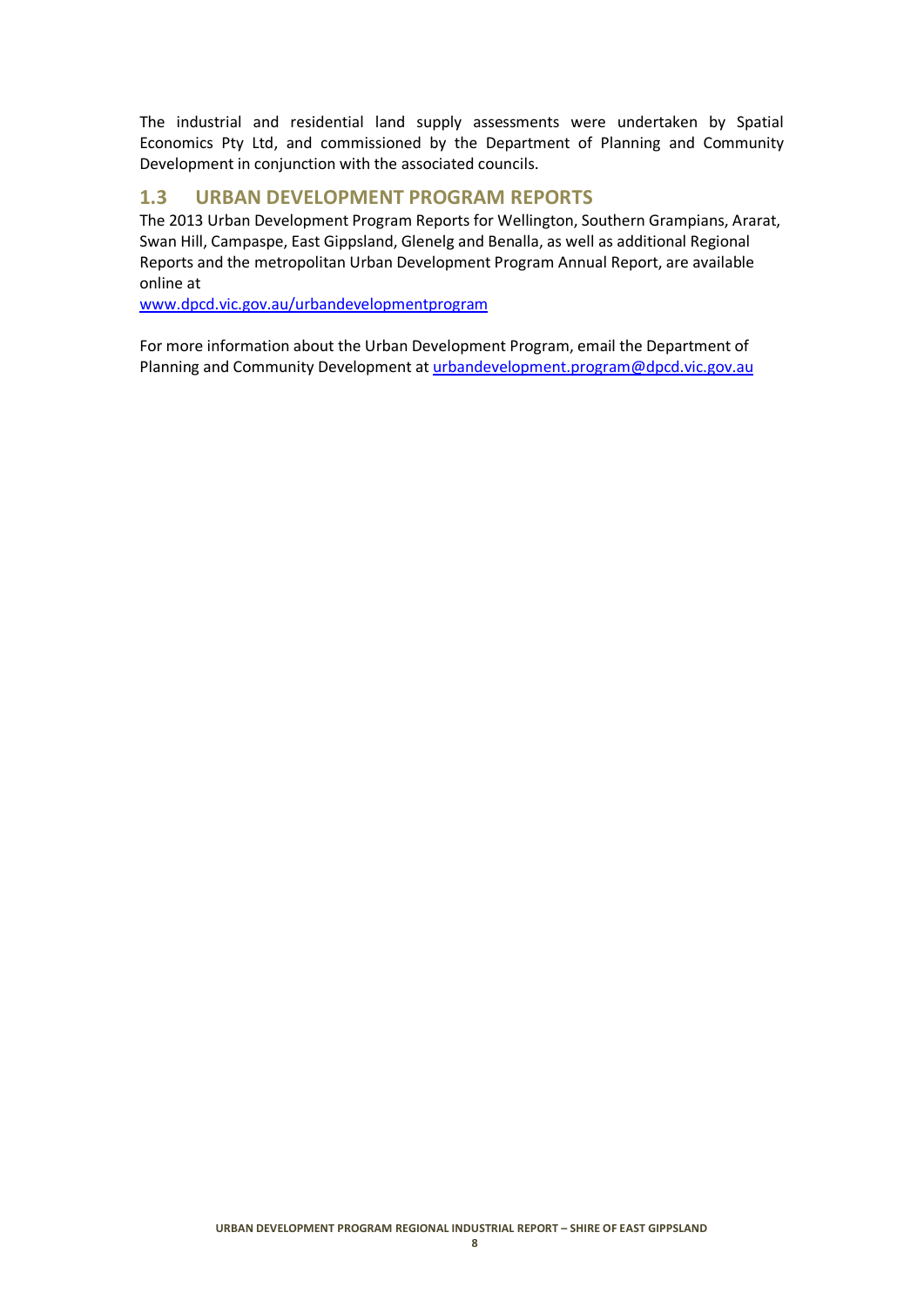The industrial and residential land supply assessments were undertaken by Spatial Economics Pty Ltd, and commissioned by the Department of Planning and Community Development in conjunction with the associated councils.

## 1.3 URBAN DEVELOPMENT PROGRAM REPORTS

The 2013 Urban Development Program Reports for Wellington, Southern Grampians, Ararat, Swan Hill, Campaspe, East Gippsland, Glenelg and Benalla, as well as additional Regional Reports and the metropolitan Urban Development Program Annual Report, are available online at
[www.dpcd.vic.gov.au/urbandevelopmentprogram](www.dpcd.vic.gov.au/urbandevelopmentprogram)

For more information about the Urban Development Program, email the Department of Planning and Community Development at [urbandevelopment.program@dpcd.vic.gov.au](mailto:urbandevelopment.program@dpcd.vic.gov.au)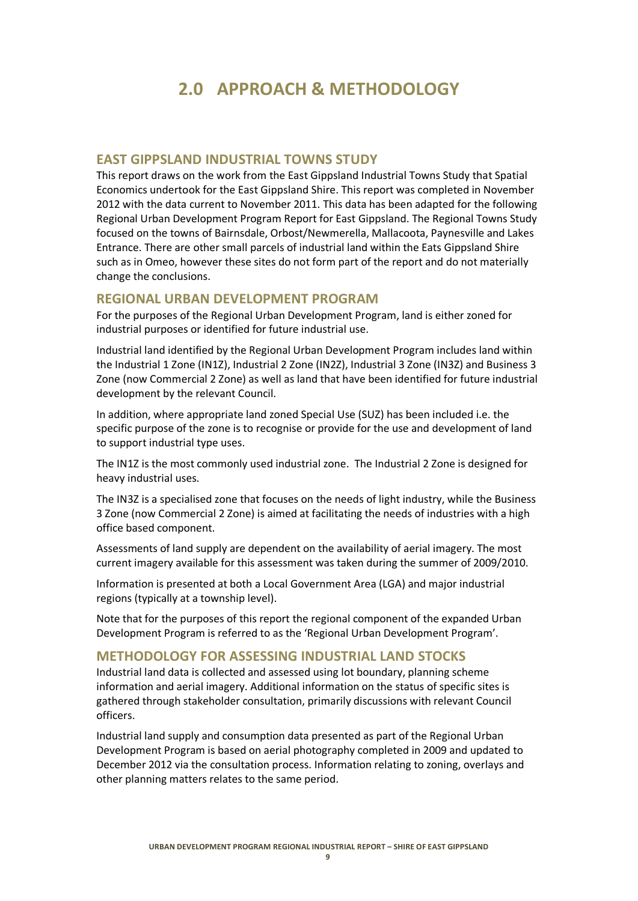# 2.0 APPROACH & METHODOLOGY

## EAST GIPPSLAND INDUSTRIAL TOWNS STUDY

This report draws on the work from the East Gippsland Industrial Towns Study that Spatial Economics undertook for the East Gippsland Shire. This report was completed in November 2012 with the data current to November 2011. This data has been adapted for the following Regional Urban Development Program Report for East Gippsland. The Regional Towns Study focused on the towns of Bairnsdale, Orbost/Newmerella, Mallacoota, Paynesville and Lakes Entrance. There are other small parcels of industrial land within the Eats Gippsland Shire such as in Omeo, however these sites do not form part of the report and do not materially change the conclusions.

## REGIONAL URBAN DEVELOPMENT PROGRAM

For the purposes of the Regional Urban Development Program, land is either zoned for industrial purposes or identified for future industrial use.

Industrial land identified by the Regional Urban Development Program includes land within the Industrial 1 Zone (IN1Z), Industrial 2 Zone (IN2Z), Industrial 3 Zone (IN3Z) and Business 3 Zone (now Commercial 2 Zone) as well as land that have been identified for future industrial development by the relevant Council.

In addition, where appropriate land zoned Special Use (SUZ) has been included i.e. the specific purpose of the zone is to recognise or provide for the use and development of land to support industrial type uses.

The IN1Z is the most commonly used industrial zone. The Industrial 2 Zone is designed for heavy industrial uses.

The IN3Z is a specialised zone that focuses on the needs of light industry, while the Business 3 Zone (now Commercial 2 Zone) is aimed at facilitating the needs of industries with a high office based component.

Assessments of land supply are dependent on the availability of aerial imagery. The most current imagery available for this assessment was taken during the summer of 2009/2010.

Information is presented at both a Local Government Area (LGA) and major industrial regions (typically at a township level).

Note that for the purposes of this report the regional component of the expanded Urban Development Program is referred to as the 'Regional Urban Development Program'.

## METHODOLOGY FOR ASSESSING INDUSTRIAL LAND STOCKS

Industrial land data is collected and assessed using lot boundary, planning scheme information and aerial imagery. Additional information on the status of specific sites is gathered through stakeholder consultation, primarily discussions with relevant Council officers.

Industrial land supply and consumption data presented as part of the Regional Urban Development Program is based on aerial photography completed in 2009 and updated to December 2012 via the consultation process. Information relating to zoning, overlays and other planning matters relates to the same period.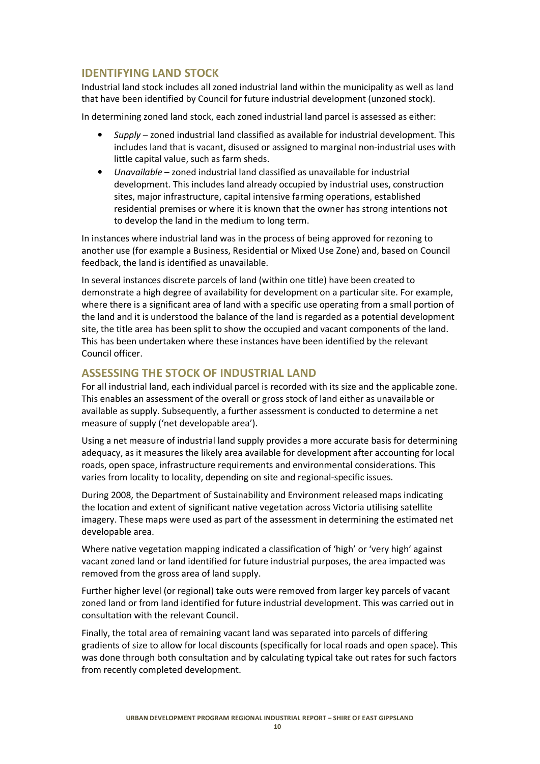## IDENTIFYING LAND STOCK

Industrial land stock includes all zoned industrial land within the municipality as well as land that have been identified by Council for future industrial development (unzoned stock).

In determining zoned land stock, each zoned industrial land parcel is assessed as either:

- *Supply* – zoned industrial land classified as available for industrial development. This includes land that is vacant, disused or assigned to marginal non-industrial uses with little capital value, such as farm sheds.
- *Unavailable* – zoned industrial land classified as unavailable for industrial development. This includes land already occupied by industrial uses, construction sites, major infrastructure, capital intensive farming operations, established residential premises or where it is known that the owner has strong intentions not to develop the land in the medium to long term.

In instances where industrial land was in the process of being approved for rezoning to another use (for example a Business, Residential or Mixed Use Zone) and, based on Council feedback, the land is identified as unavailable.

In several instances discrete parcels of land (within one title) have been created to demonstrate a high degree of availability for development on a particular site. For example, where there is a significant area of land with a specific use operating from a small portion of the land and it is understood the balance of the land is regarded as a potential development site, the title area has been split to show the occupied and vacant components of the land. This has been undertaken where these instances have been identified by the relevant Council officer.

## ASSESSING THE STOCK OF INDUSTRIAL LAND

For all industrial land, each individual parcel is recorded with its size and the applicable zone. This enables an assessment of the overall or gross stock of land either as unavailable or available as supply. Subsequently, a further assessment is conducted to determine a net measure of supply ('net developable area').

Using a net measure of industrial land supply provides a more accurate basis for determining adequacy, as it measures the likely area available for development after accounting for local roads, open space, infrastructure requirements and environmental considerations. This varies from locality to locality, depending on site and regional-specific issues.

During 2008, the Department of Sustainability and Environment released maps indicating the location and extent of significant native vegetation across Victoria utilising satellite imagery. These maps were used as part of the assessment in determining the estimated net developable area.

Where native vegetation mapping indicated a classification of 'high' or 'very high' against vacant zoned land or land identified for future industrial purposes, the area impacted was removed from the gross area of land supply.

Further higher level (or regional) take outs were removed from larger key parcels of vacant zoned land or from land identified for future industrial development. This was carried out in consultation with the relevant Council.

Finally, the total area of remaining vacant land was separated into parcels of differing gradients of size to allow for local discounts (specifically for local roads and open space). This was done through both consultation and by calculating typical take out rates for such factors from recently completed development.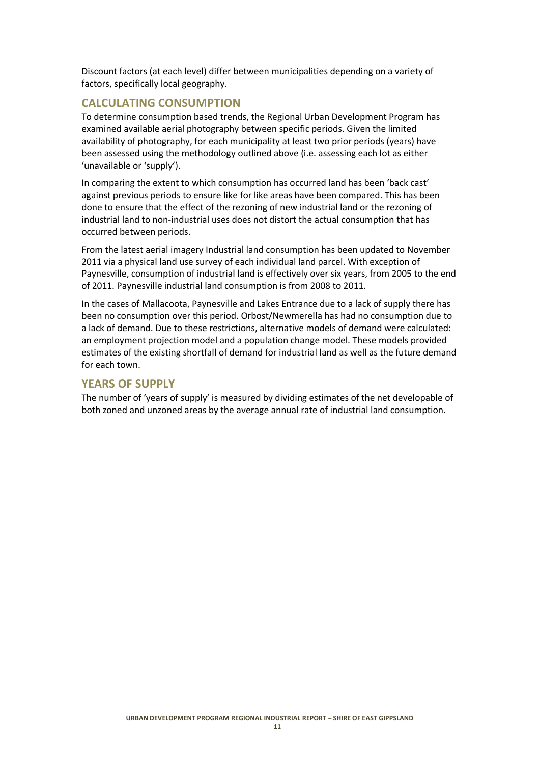Discount factors (at each level) differ between municipalities depending on a variety of factors, specifically local geography.

## CALCULATING CONSUMPTION

To determine consumption based trends, the Regional Urban Development Program has examined available aerial photography between specific periods. Given the limited availability of photography, for each municipality at least two prior periods (years) have been assessed using the methodology outlined above (i.e. assessing each lot as either 'unavailable or 'supply').

In comparing the extent to which consumption has occurred land has been 'back cast' against previous periods to ensure like for like areas have been compared. This has been done to ensure that the effect of the rezoning of new industrial land or the rezoning of industrial land to non-industrial uses does not distort the actual consumption that has occurred between periods.

From the latest aerial imagery Industrial land consumption has been updated to November 2011 via a physical land use survey of each individual land parcel. With exception of Paynesville, consumption of industrial land is effectively over six years, from 2005 to the end of 2011. Paynesville industrial land consumption is from 2008 to 2011.

In the cases of Mallacoota, Paynesville and Lakes Entrance due to a lack of supply there has been no consumption over this period. Orbost/Newmerella has had no consumption due to a lack of demand. Due to these restrictions, alternative models of demand were calculated: an employment projection model and a population change model. These models provided estimates of the existing shortfall of demand for industrial land as well as the future demand for each town.

## YEARS OF SUPPLY

The number of 'years of supply' is measured by dividing estimates of the net developable of both zoned and unzoned areas by the average annual rate of industrial land consumption.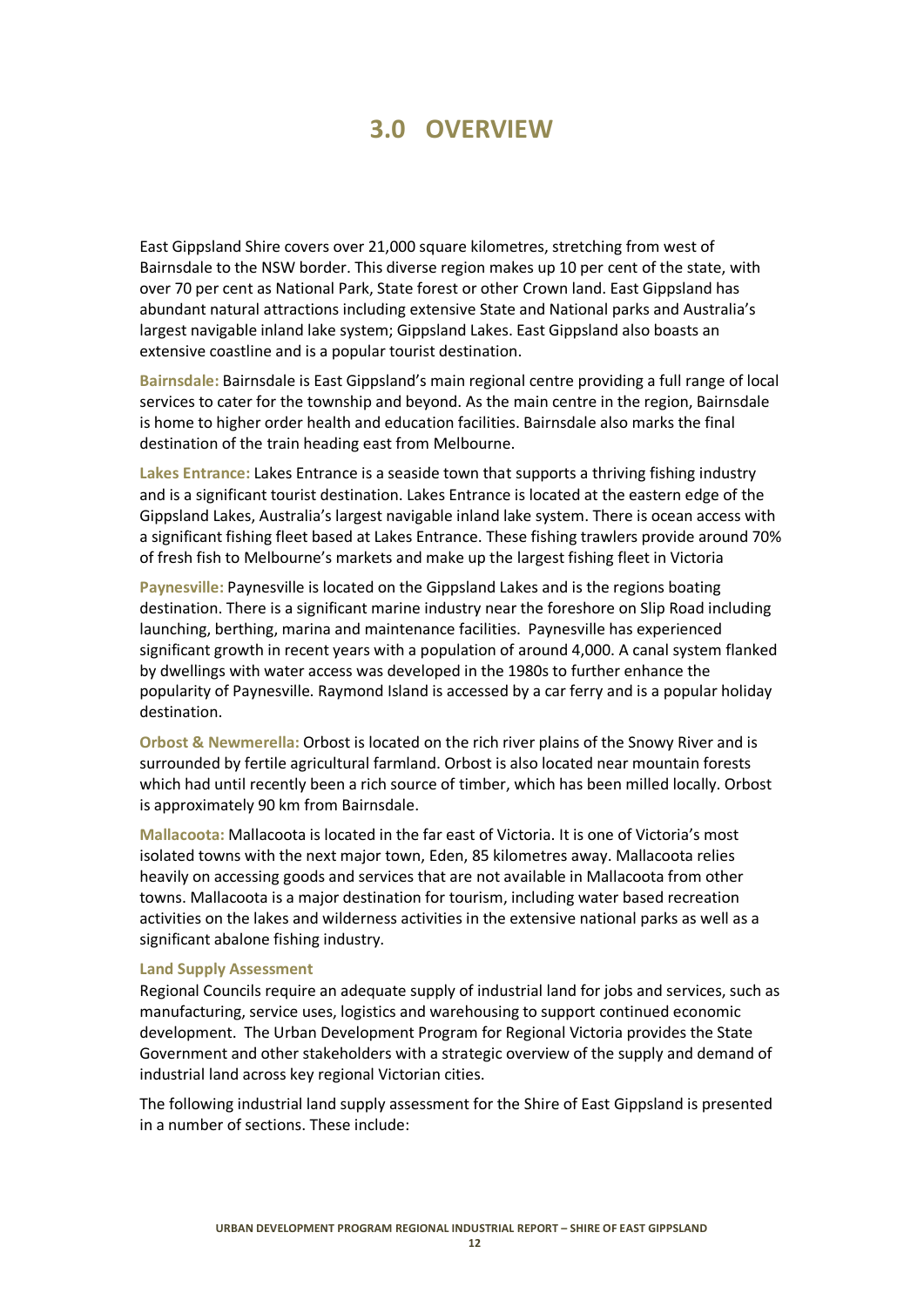# 3.0 OVERVIEW

East Gippsland Shire covers over 21,000 square kilometres, stretching from west of Bairnsdale to the NSW border. This diverse region makes up 10 per cent of the state, with over 70 per cent as National Park, State forest or other Crown land. East Gippsland has abundant natural attractions including extensive State and National parks and Australia's largest navigable inland lake system; Gippsland Lakes. East Gippsland also boasts an extensive coastline and is a popular tourist destination.

**Bairnsdale:** Bairnsdale is East Gippsland's main regional centre providing a full range of local services to cater for the township and beyond. As the main centre in the region, Bairnsdale is home to higher order health and education facilities. Bairnsdale also marks the final destination of the train heading east from Melbourne.

**Lakes Entrance:** Lakes Entrance is a seaside town that supports a thriving fishing industry and is a significant tourist destination. Lakes Entrance is located at the eastern edge of the Gippsland Lakes, Australia's largest navigable inland lake system. There is ocean access with a significant fishing fleet based at Lakes Entrance. These fishing trawlers provide around 70% of fresh fish to Melbourne's markets and make up the largest fishing fleet in Victoria

**Paynesville:** Paynesville is located on the Gippsland Lakes and is the regions boating destination. There is a significant marine industry near the foreshore on Slip Road including launching, berthing, marina and maintenance facilities. Paynesville has experienced significant growth in recent years with a population of around 4,000. A canal system flanked by dwellings with water access was developed in the 1980s to further enhance the popularity of Paynesville. Raymond Island is accessed by a car ferry and is a popular holiday destination.

**Orbost & Newmerella:** Orbost is located on the rich river plains of the Snowy River and is surrounded by fertile agricultural farmland. Orbost is also located near mountain forests which had until recently been a rich source of timber, which has been milled locally. Orbost is approximately 90 km from Bairnsdale.

**Mallacoota:** Mallacoota is located in the far east of Victoria. It is one of Victoria's most isolated towns with the next major town, Eden, 85 kilometres away. Mallacoota relies heavily on accessing goods and services that are not available in Mallacoota from other towns. Mallacoota is a major destination for tourism, including water based recreation activities on the lakes and wilderness activities in the extensive national parks as well as a significant abalone fishing industry.

**Land Supply Assessment**

Regional Councils require an adequate supply of industrial land for jobs and services, such as manufacturing, service uses, logistics and warehousing to support continued economic development. The Urban Development Program for Regional Victoria provides the State Government and other stakeholders with a strategic overview of the supply and demand of industrial land across key regional Victorian cities.

The following industrial land supply assessment for the Shire of East Gippsland is presented in a number of sections. These include: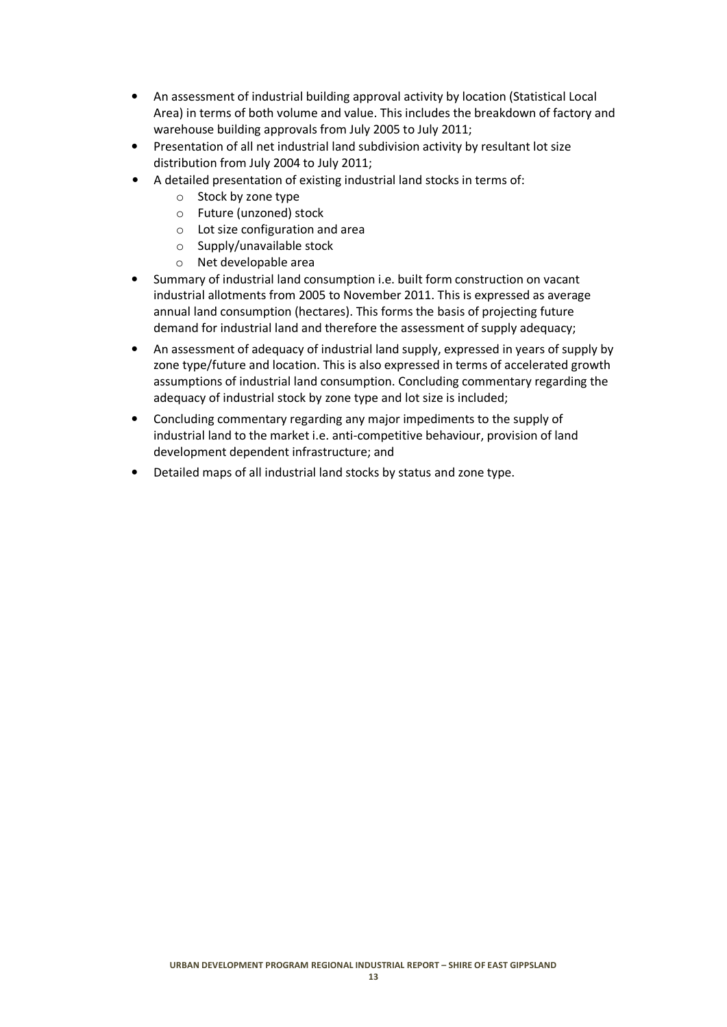- An assessment of industrial building approval activity by location (Statistical Local Area) in terms of both volume and value. This includes the breakdown of factory and warehouse building approvals from July 2005 to July 2011;
- Presentation of all net industrial land subdivision activity by resultant lot size distribution from July 2004 to July 2011;
- A detailed presentation of existing industrial land stocks in terms of:
  - Stock by zone type
  - Future (unzoned) stock
  - Lot size configuration and area
  - Supply/unavailable stock
  - Net developable area
- Summary of industrial land consumption i.e. built form construction on vacant industrial allotments from 2005 to November 2011. This is expressed as average annual land consumption (hectares). This forms the basis of projecting future demand for industrial land and therefore the assessment of supply adequacy;
- An assessment of adequacy of industrial land supply, expressed in years of supply by zone type/future and location. This is also expressed in terms of accelerated growth assumptions of industrial land consumption. Concluding commentary regarding the adequacy of industrial stock by zone type and lot size is included;
- Concluding commentary regarding any major impediments to the supply of industrial land to the market i.e. anti-competitive behaviour, provision of land development dependent infrastructure; and
- Detailed maps of all industrial land stocks by status and zone type.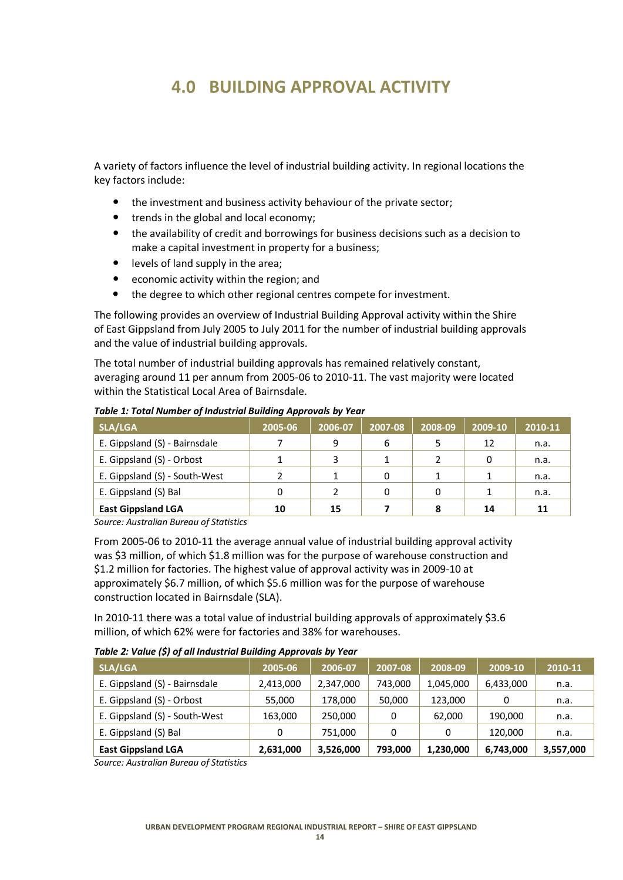# 4.0 BUILDING APPROVAL ACTIVITY

A variety of factors influence the level of industrial building activity. In regional locations the key factors include:

- the investment and business activity behaviour of the private sector;
- trends in the global and local economy;
- the availability of credit and borrowings for business decisions such as a decision to make a capital investment in property for a business;
- levels of land supply in the area;
- economic activity within the region; and
- the degree to which other regional centres compete for investment.

The following provides an overview of Industrial Building Approval activity within the Shire of East Gippsland from July 2005 to July 2011 for the number of industrial building approvals and the value of industrial building approvals.

The total number of industrial building approvals has remained relatively constant, averaging around 11 per annum from 2005-06 to 2010-11. The vast majority were located within the Statistical Local Area of Bairnsdale.

***Table 1: Total Number of Industrial Building Approvals by Year***

| SLA/LGA | 2005-06 | 2006-07 | 2007-08 | 2008-09 | 2009-10 | 2010-11 |
|---|---|---|---|---|---|---|
| E. Gippsland (S) - Bairnsdale | 7 | 9 | 6 | 5 | 12 | n.a. |
| E. Gippsland (S) - Orbost | 1 | 3 | 1 | 2 | 0 | n.a. |
| E. Gippsland (S) - South-West | 2 | 1 | 0 | 1 | 1 | n.a. |
| E. Gippsland (S) Bal | 0 | 2 | 0 | 0 | 1 | n.a. |
| **East Gippsland LGA** | **10** | **15** | **7** | **8** | **14** | **11** |

*Source: Australian Bureau of Statistics*

From 2005-06 to 2010-11 the average annual value of industrial building approval activity was $3 million, of which $1.8 million was for the purpose of warehouse construction and $1.2 million for factories. The highest value of approval activity was in 2009-10 at approximately $6.7 million, of which $5.6 million was for the purpose of warehouse construction located in Bairnsdale (SLA).

In 2010-11 there was a total value of industrial building approvals of approximately $3.6 million, of which 62% were for factories and 38% for warehouses.

***Table 2: Value ($) of all Industrial Building Approvals by Year***

| SLA/LGA | 2005-06 | 2006-07 | 2007-08 | 2008-09 | 2009-10 | 2010-11 |
|---|---|---|---|---|---|---|
| E. Gippsland (S) - Bairnsdale | 2,413,000 | 2,347,000 | 743,000 | 1,045,000 | 6,433,000 | n.a. |
| E. Gippsland (S) - Orbost | 55,000 | 178,000 | 50,000 | 123,000 | 0 | n.a. |
| E. Gippsland (S) - South-West | 163,000 | 250,000 | 0 | 62,000 | 190,000 | n.a. |
| E. Gippsland (S) Bal | 0 | 751,000 | 0 | 0 | 120,000 | n.a. |
| **East Gippsland LGA** | **2,631,000** | **3,526,000** | **793,000** | **1,230,000** | **6,743,000** | **3,557,000** |

*Source: Australian Bureau of Statistics*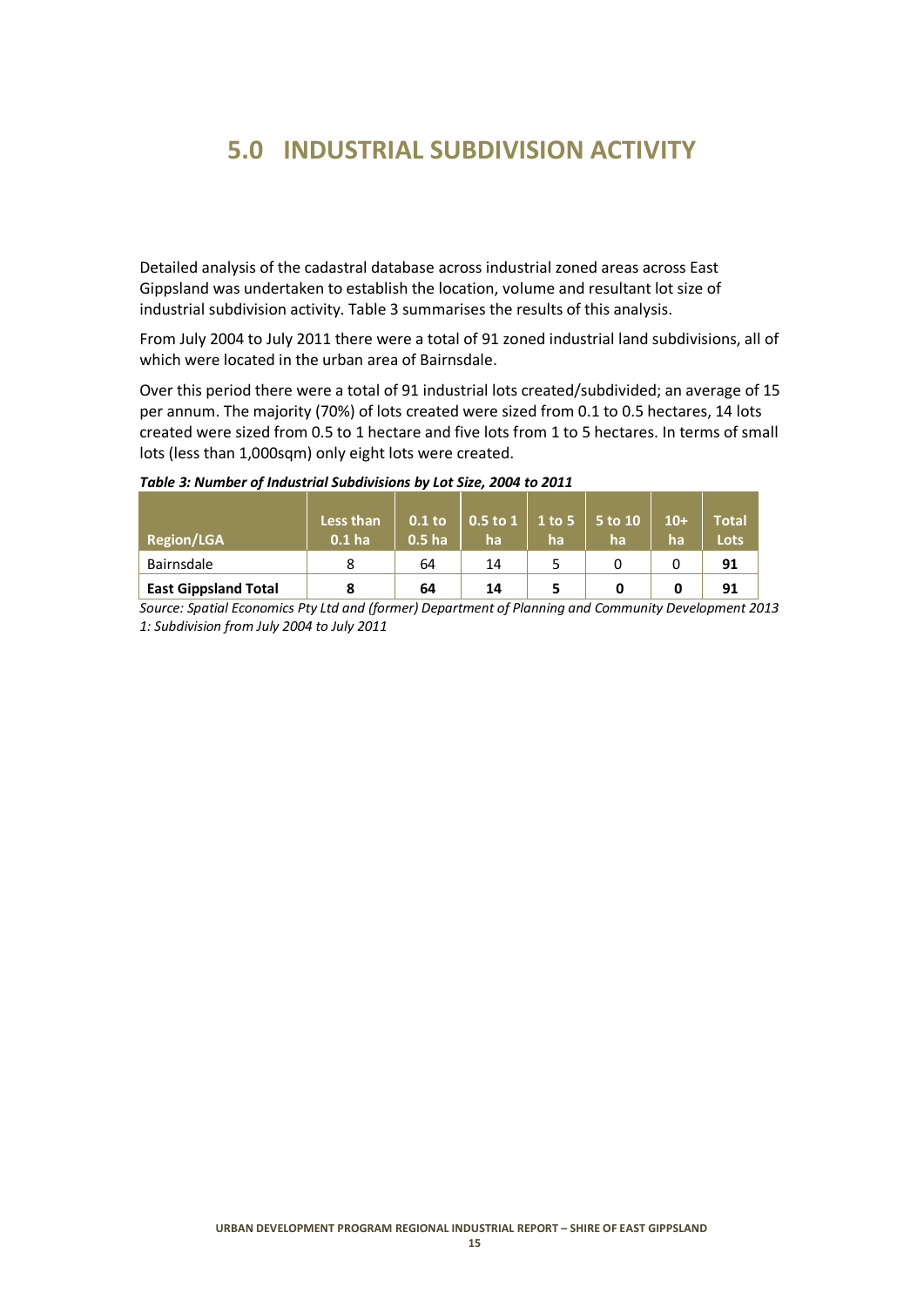# 5.0 INDUSTRIAL SUBDIVISION ACTIVITY

Detailed analysis of the cadastral database across industrial zoned areas across East Gippsland was undertaken to establish the location, volume and resultant lot size of industrial subdivision activity. Table 3 summarises the results of this analysis.

From July 2004 to July 2011 there were a total of 91 zoned industrial land subdivisions, all of which were located in the urban area of Bairnsdale.

Over this period there were a total of 91 industrial lots created/subdivided; an average of 15 per annum. The majority (70%) of lots created were sized from 0.1 to 0.5 hectares, 14 lots created were sized from 0.5 to 1 hectare and five lots from 1 to 5 hectares. In terms of small lots (less than 1,000sqm) only eight lots were created.

***Table 3: Number of Industrial Subdivisions by Lot Size, 2004 to 2011***

| Region/LGA | Less than 0.1 ha | 0.1 to 0.5 ha | 0.5 to 1 ha | 1 to 5 ha | 5 to 10 ha | 10+ ha | Total Lots |
|---|---|---|---|---|---|---|---|
| Bairnsdale | 8 | 64 | 14 | 5 | 0 | 0 | **91** |
| **East Gippsland Total** | **8** | **64** | **14** | **5** | **0** | **0** | **91** |

*Source: Spatial Economics Pty Ltd and (former) Department of Planning and Community Development 2013*
*1: Subdivision from July 2004 to July 2011*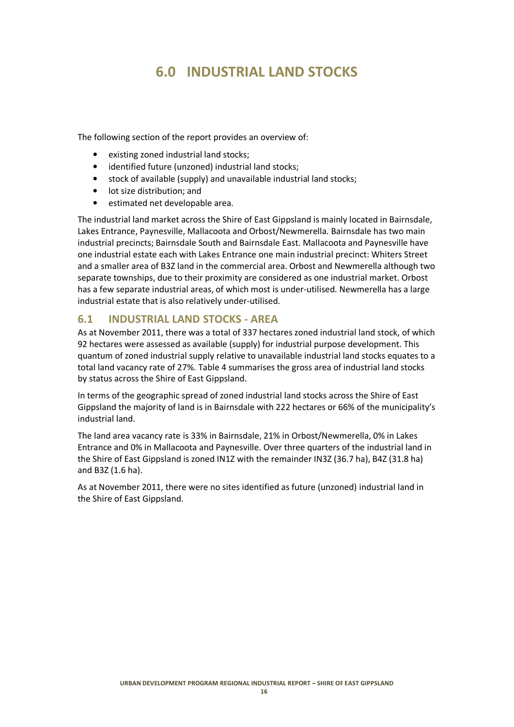# 6.0 INDUSTRIAL LAND STOCKS

The following section of the report provides an overview of:

- existing zoned industrial land stocks;
- identified future (unzoned) industrial land stocks;
- stock of available (supply) and unavailable industrial land stocks;
- lot size distribution; and
- estimated net developable area.

The industrial land market across the Shire of East Gippsland is mainly located in Bairnsdale, Lakes Entrance, Paynesville, Mallacoota and Orbost/Newmerella. Bairnsdale has two main industrial precincts; Bairnsdale South and Bairnsdale East. Mallacoota and Paynesville have one industrial estate each with Lakes Entrance one main industrial precinct: Whiters Street and a smaller area of B3Z land in the commercial area. Orbost and Newmerella although two separate townships, due to their proximity are considered as one industrial market. Orbost has a few separate industrial areas, of which most is under-utilised. Newmerella has a large industrial estate that is also relatively under-utilised.

## 6.1 INDUSTRIAL LAND STOCKS - AREA

As at November 2011, there was a total of 337 hectares zoned industrial land stock, of which 92 hectares were assessed as available (supply) for industrial purpose development. This quantum of zoned industrial supply relative to unavailable industrial land stocks equates to a total land vacancy rate of 27%. Table 4 summarises the gross area of industrial land stocks by status across the Shire of East Gippsland.

In terms of the geographic spread of zoned industrial land stocks across the Shire of East Gippsland the majority of land is in Bairnsdale with 222 hectares or 66% of the municipality's industrial land.

The land area vacancy rate is 33% in Bairnsdale, 21% in Orbost/Newmerella, 0% in Lakes Entrance and 0% in Mallacoota and Paynesville. Over three quarters of the industrial land in the Shire of East Gippsland is zoned IN1Z with the remainder IN3Z (36.7 ha), B4Z (31.8 ha) and B3Z (1.6 ha).

As at November 2011, there were no sites identified as future (unzoned) industrial land in the Shire of East Gippsland.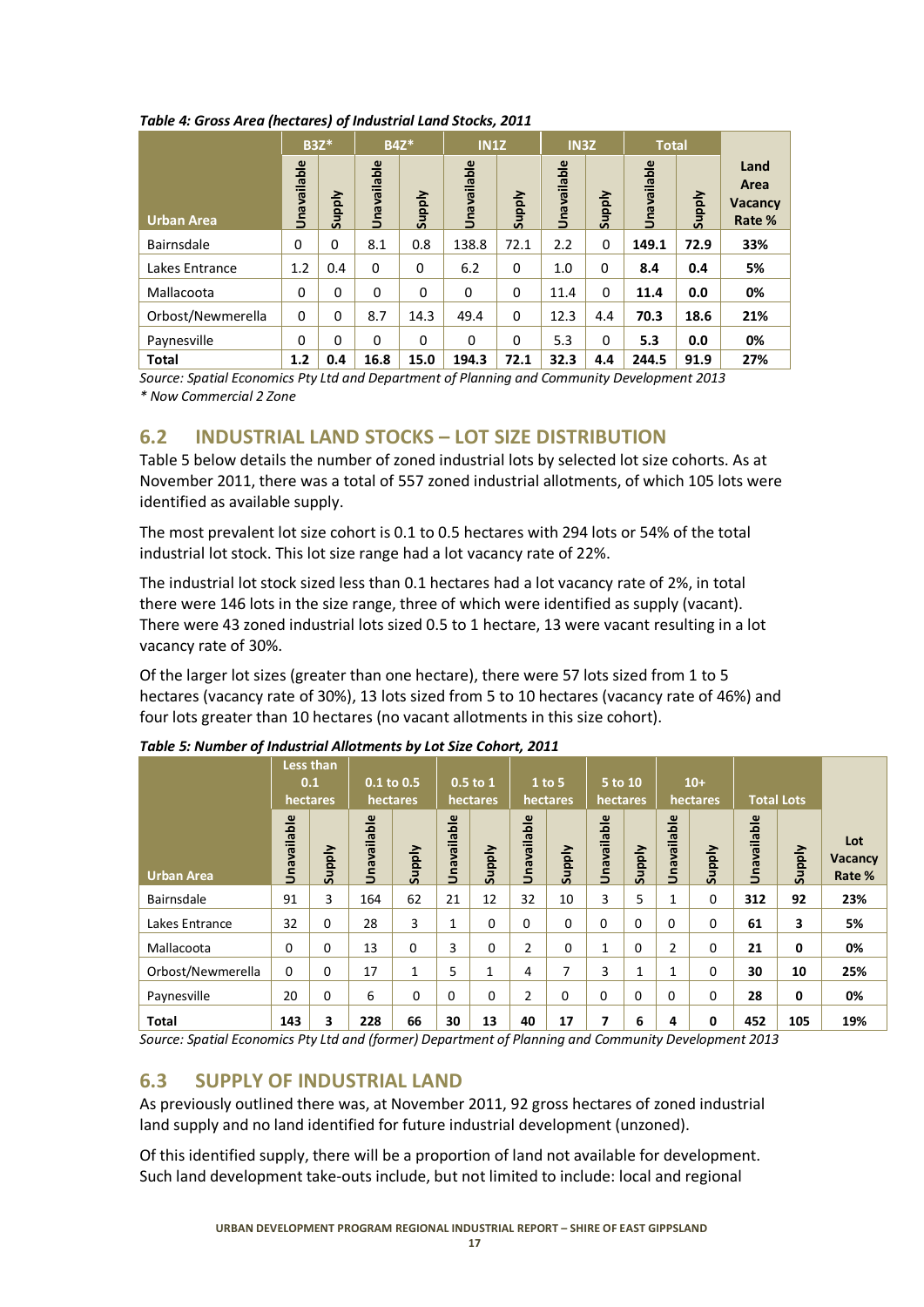*Table 4: Gross Area (hectares) of Industrial Land Stocks, 2011*

| Urban Area | B3Z* | | B4Z* | | IN1Z | | IN3Z | | Total | | Land Area Vacancy Rate % |
|---|---|---|---|---|---|---|---|---|---|---|---|
| | Unavailable | Supply | Unavailable | Supply | Unavailable | Supply | Unavailable | Supply | Unavailable | Supply | |
| Bairnsdale | 0 | 0 | 8.1 | 0.8 | 138.8 | 72.1 | 2.2 | 0 | **149.1** | **72.9** | **33%** |
| Lakes Entrance | 1.2 | 0.4 | 0 | 0 | 6.2 | 0 | 1.0 | 0 | **8.4** | **0.4** | **5%** |
| Mallacoota | 0 | 0 | 0 | 0 | 0 | 0 | 11.4 | 0 | **11.4** | **0.0** | **0%** |
| Orbost/Newmerella | 0 | 0 | 8.7 | 14.3 | 49.4 | 0 | 12.3 | 4.4 | **70.3** | **18.6** | **21%** |
| Paynesville | 0 | 0 | 0 | 0 | 0 | 0 | 5.3 | 0 | **5.3** | **0.0** | **0%** |
| **Total** | **1.2** | **0.4** | **16.8** | **15.0** | **194.3** | **72.1** | **32.3** | **4.4** | **244.5** | **91.9** | **27%** |

*Source: Spatial Economics Pty Ltd and Department of Planning and Community Development 2013*
*\* Now Commercial 2 Zone*

## 6.2 INDUSTRIAL LAND STOCKS – LOT SIZE DISTRIBUTION

Table 5 below details the number of zoned industrial lots by selected lot size cohorts. As at November 2011, there was a total of 557 zoned industrial allotments, of which 105 lots were identified as available supply.

The most prevalent lot size cohort is 0.1 to 0.5 hectares with 294 lots or 54% of the total industrial lot stock. This lot size range had a lot vacancy rate of 22%.

The industrial lot stock sized less than 0.1 hectares had a lot vacancy rate of 2%, in total there were 146 lots in the size range, three of which were identified as supply (vacant). There were 43 zoned industrial lots sized 0.5 to 1 hectare, 13 were vacant resulting in a lot vacancy rate of 30%.

Of the larger lot sizes (greater than one hectare), there were 57 lots sized from 1 to 5 hectares (vacancy rate of 30%), 13 lots sized from 5 to 10 hectares (vacancy rate of 46%) and four lots greater than 10 hectares (no vacant allotments in this size cohort).

*Table 5: Number of Industrial Allotments by Lot Size Cohort, 2011*

| Urban Area | Less than 0.1 hectares | | 0.1 to 0.5 hectares | | 0.5 to 1 hectares | | 1 to 5 hectares | | 5 to 10 hectares | | 10+ hectares | | Total Lots | | Lot Vacancy Rate % |
|---|---|---|---|---|---|---|---|---|---|---|---|---|---|---|---|
| | Unavailable | Supply | Unavailable | Supply | Unavailable | Supply | Unavailable | Supply | Unavailable | Supply | Unavailable | Supply | Unavailable | Supply | |
| Bairnsdale | 91 | 3 | 164 | 62 | 21 | 12 | 32 | 10 | 3 | 5 | 1 | 0 | **312** | **92** | **23%** |
| Lakes Entrance | 32 | 0 | 28 | 3 | 1 | 0 | 0 | 0 | 0 | 0 | 0 | 0 | **61** | **3** | **5%** |
| Mallacoota | 0 | 0 | 13 | 0 | 3 | 0 | 2 | 0 | 1 | 0 | 2 | 0 | **21** | **0** | **0%** |
| Orbost/Newmerella | 0 | 0 | 17 | 1 | 5 | 1 | 4 | 7 | 3 | 1 | 1 | 0 | **30** | **10** | **25%** |
| Paynesville | 20 | 0 | 6 | 0 | 0 | 0 | 2 | 0 | 0 | 0 | 0 | 0 | **28** | **0** | **0%** |
| **Total** | **143** | **3** | **228** | **66** | **30** | **13** | **40** | **17** | **7** | **6** | **4** | **0** | **452** | **105** | **19%** |

*Source: Spatial Economics Pty Ltd and (former) Department of Planning and Community Development 2013*

## 6.3 SUPPLY OF INDUSTRIAL LAND

As previously outlined there was, at November 2011, 92 gross hectares of zoned industrial land supply and no land identified for future industrial development (unzoned).

Of this identified supply, there will be a proportion of land not available for development. Such land development take-outs include, but not limited to include: local and regional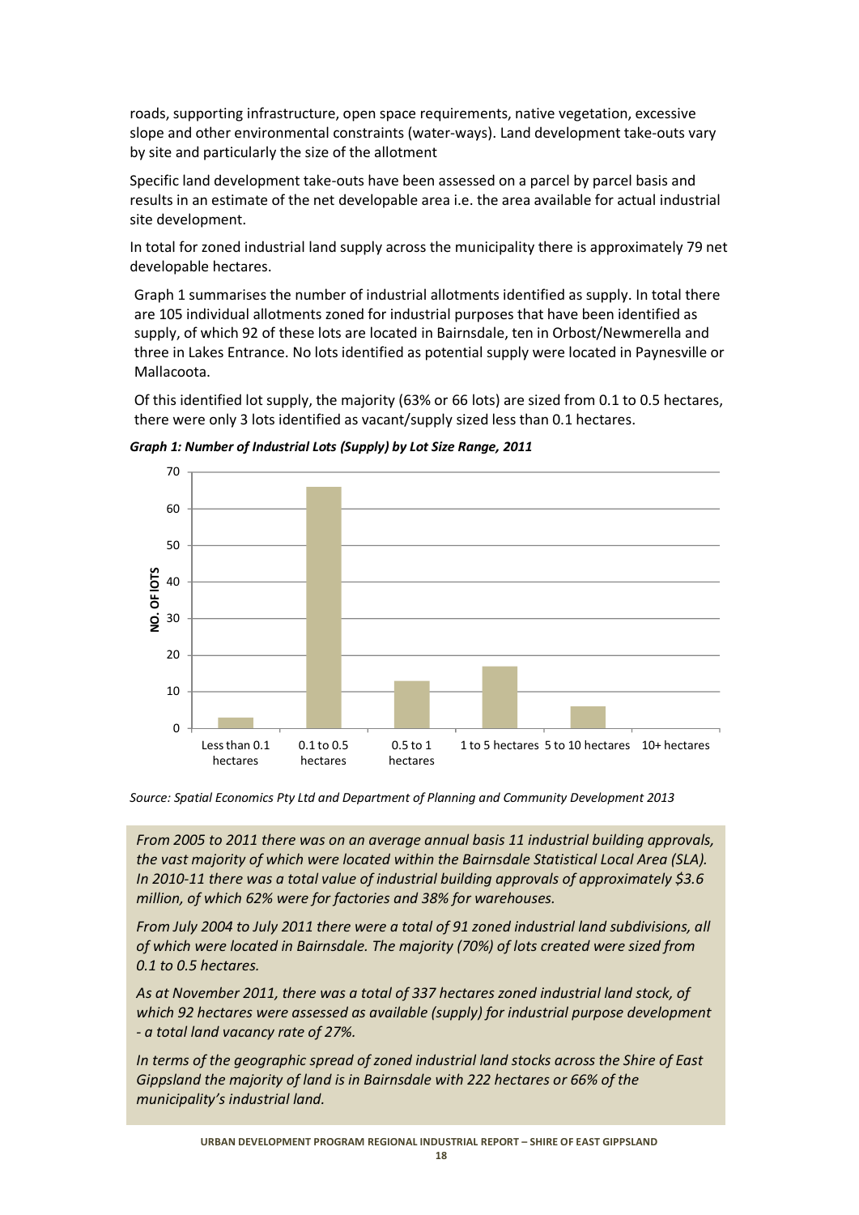roads, supporting infrastructure, open space requirements, native vegetation, excessive slope and other environmental constraints (water-ways). Land development take-outs vary by site and particularly the size of the allotment

Specific land development take-outs have been assessed on a parcel by parcel basis and results in an estimate of the net developable area i.e. the area available for actual industrial site development.

In total for zoned industrial land supply across the municipality there is approximately 79 net developable hectares.

Graph 1 summarises the number of industrial allotments identified as supply. In total there are 105 individual allotments zoned for industrial purposes that have been identified as supply, of which 92 of these lots are located in Bairnsdale, ten in Orbost/Newmerella and three in Lakes Entrance. No lots identified as potential supply were located in Paynesville or Mallacoota.

Of this identified lot supply, the majority (63% or 66 lots) are sized from 0.1 to 0.5 hectares, there were only 3 lots identified as vacant/supply sized less than 0.1 hectares.

***Graph 1: Number of Industrial Lots (Supply) by Lot Size Range, 2011***

| Lot Size Range | No. of lots |
| --- | --- |
| Less than 0.1 hectares | 3 |
| 0.1 to 0.5 hectares | 66 |
| 0.5 to 1 hectares | 13 |
| 1 to 5 hectares | 17 |
| 5 to 10 hectares | 6 |
| 10+ hectares | 0 |

*Source: Spatial Economics Pty Ltd and Department of Planning and Community Development 2013*

*From 2005 to 2011 there was on an average annual basis 11 industrial building approvals, the vast majority of which were located within the Bairnsdale Statistical Local Area (SLA). In 2010-11 there was a total value of industrial building approvals of approximately $3.6 million, of which 62% were for factories and 38% for warehouses.*

*From July 2004 to July 2011 there were a total of 91 zoned industrial land subdivisions, all of which were located in Bairnsdale. The majority (70%) of lots created were sized from 0.1 to 0.5 hectares.*

*As at November 2011, there was a total of 337 hectares zoned industrial land stock, of which 92 hectares were assessed as available (supply) for industrial purpose development - a total land vacancy rate of 27%.*

*In terms of the geographic spread of zoned industrial land stocks across the Shire of East Gippsland the majority of land is in Bairnsdale with 222 hectares or 66% of the municipality's industrial land.*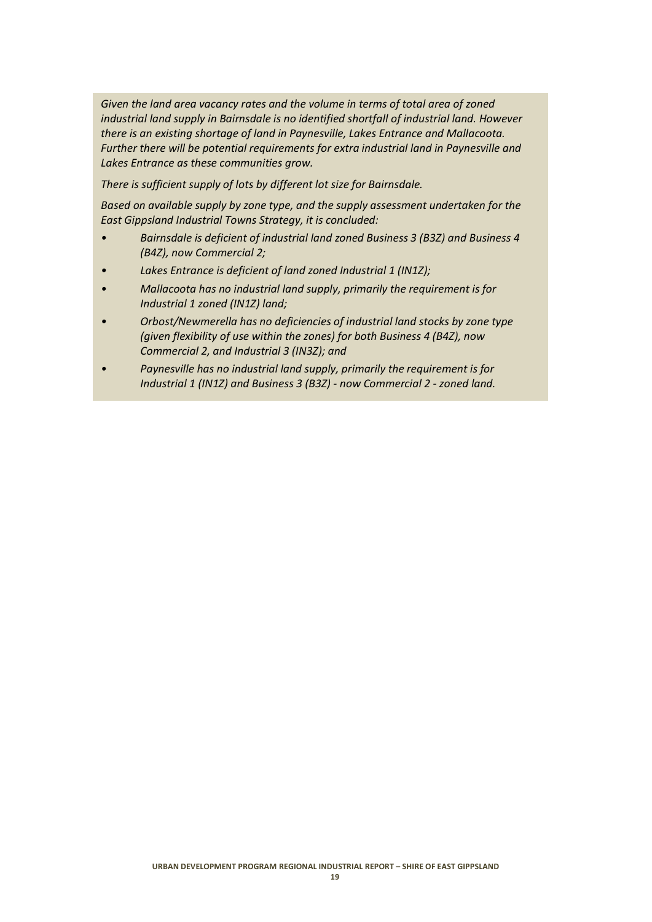*Given the land area vacancy rates and the volume in terms of total area of zoned industrial land supply in Bairnsdale is no identified shortfall of industrial land. However there is an existing shortage of land in Paynesville, Lakes Entrance and Mallacoota. Further there will be potential requirements for extra industrial land in Paynesville and Lakes Entrance as these communities grow.*

*There is sufficient supply of lots by different lot size for Bairnsdale.*

*Based on available supply by zone type, and the supply assessment undertaken for the East Gippsland Industrial Towns Strategy, it is concluded:*

- *Bairnsdale is deficient of industrial land zoned Business 3 (B3Z) and Business 4 (B4Z), now Commercial 2;*
- *Lakes Entrance is deficient of land zoned Industrial 1 (IN1Z);*
- *Mallacoota has no industrial land supply, primarily the requirement is for Industrial 1 zoned (IN1Z) land;*
- *Orbost/Newmerella has no deficiencies of industrial land stocks by zone type (given flexibility of use within the zones) for both Business 4 (B4Z), now Commercial 2, and Industrial 3 (IN3Z); and*
- *Paynesville has no industrial land supply, primarily the requirement is for Industrial 1 (IN1Z) and Business 3 (B3Z) - now Commercial 2 - zoned land.*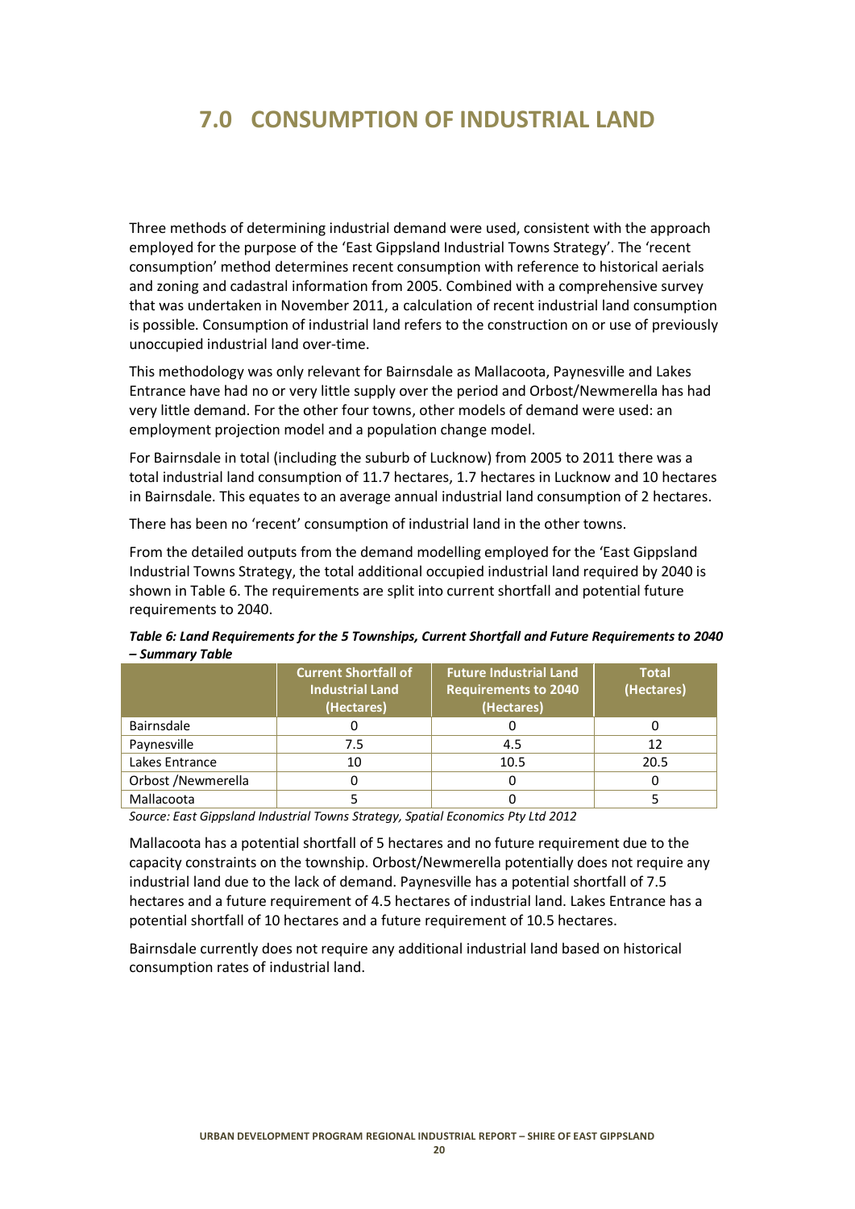# 7.0 CONSUMPTION OF INDUSTRIAL LAND

Three methods of determining industrial demand were used, consistent with the approach employed for the purpose of the 'East Gippsland Industrial Towns Strategy'. The 'recent consumption' method determines recent consumption with reference to historical aerials and zoning and cadastral information from 2005. Combined with a comprehensive survey that was undertaken in November 2011, a calculation of recent industrial land consumption is possible. Consumption of industrial land refers to the construction on or use of previously unoccupied industrial land over-time.

This methodology was only relevant for Bairnsdale as Mallacoota, Paynesville and Lakes Entrance have had no or very little supply over the period and Orbost/Newmerella has had very little demand. For the other four towns, other models of demand were used: an employment projection model and a population change model.

For Bairnsdale in total (including the suburb of Lucknow) from 2005 to 2011 there was a total industrial land consumption of 11.7 hectares, 1.7 hectares in Lucknow and 10 hectares in Bairnsdale. This equates to an average annual industrial land consumption of 2 hectares.

There has been no 'recent' consumption of industrial land in the other towns.

From the detailed outputs from the demand modelling employed for the 'East Gippsland Industrial Towns Strategy, the total additional occupied industrial land required by 2040 is shown in Table 6. The requirements are split into current shortfall and potential future requirements to 2040.

***Table 6: Land Requirements for the 5 Townships, Current Shortfall and Future Requirements to 2040 – Summary Table***

| | Current Shortfall of Industrial Land (Hectares) | Future Industrial Land Requirements to 2040 (Hectares) | Total (Hectares) |
|---|---|---|---|
| Bairnsdale | 0 | 0 | 0 |
| Paynesville | 7.5 | 4.5 | 12 |
| Lakes Entrance | 10 | 10.5 | 20.5 |
| Orbost /Newmerella | 0 | 0 | 0 |
| Mallacoota | 5 | 0 | 5 |

*Source: East Gippsland Industrial Towns Strategy, Spatial Economics Pty Ltd 2012*

Mallacoota has a potential shortfall of 5 hectares and no future requirement due to the capacity constraints on the township. Orbost/Newmerella potentially does not require any industrial land due to the lack of demand. Paynesville has a potential shortfall of 7.5 hectares and a future requirement of 4.5 hectares of industrial land. Lakes Entrance has a potential shortfall of 10 hectares and a future requirement of 10.5 hectares.

Bairnsdale currently does not require any additional industrial land based on historical consumption rates of industrial land.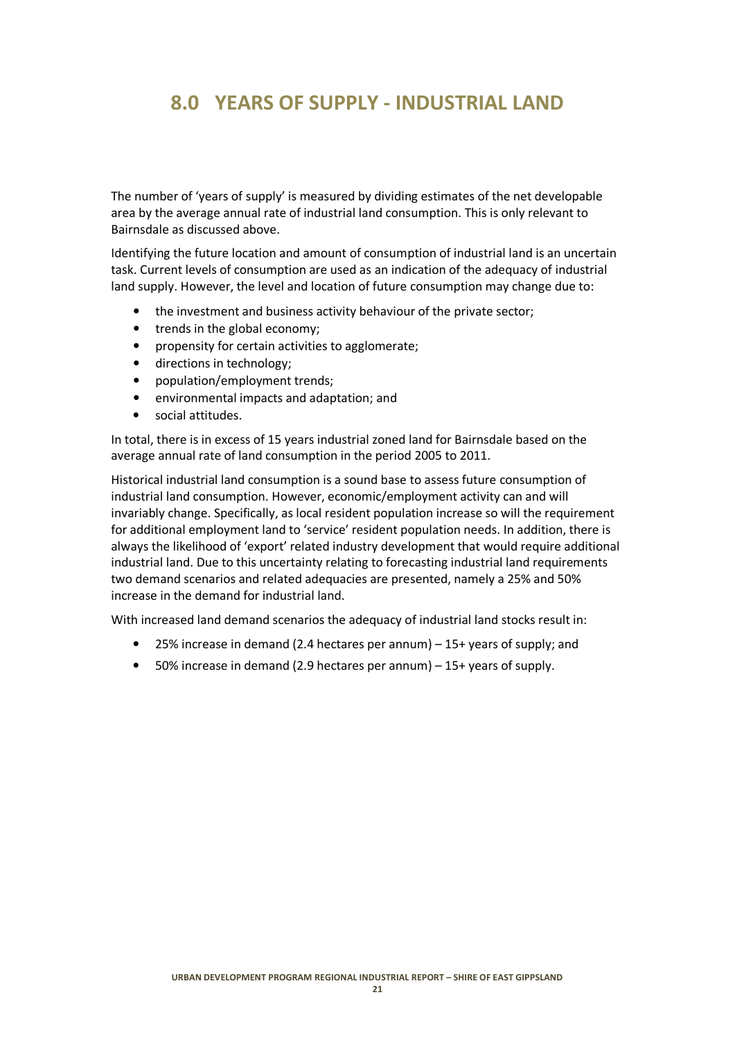# 8.0 YEARS OF SUPPLY - INDUSTRIAL LAND

The number of 'years of supply' is measured by dividing estimates of the net developable area by the average annual rate of industrial land consumption. This is only relevant to Bairnsdale as discussed above.

Identifying the future location and amount of consumption of industrial land is an uncertain task. Current levels of consumption are used as an indication of the adequacy of industrial land supply. However, the level and location of future consumption may change due to:

- the investment and business activity behaviour of the private sector;
- trends in the global economy;
- propensity for certain activities to agglomerate;
- directions in technology;
- population/employment trends;
- environmental impacts and adaptation; and
- social attitudes.

In total, there is in excess of 15 years industrial zoned land for Bairnsdale based on the average annual rate of land consumption in the period 2005 to 2011.

Historical industrial land consumption is a sound base to assess future consumption of industrial land consumption. However, economic/employment activity can and will invariably change. Specifically, as local resident population increase so will the requirement for additional employment land to 'service' resident population needs. In addition, there is always the likelihood of 'export' related industry development that would require additional industrial land. Due to this uncertainty relating to forecasting industrial land requirements two demand scenarios and related adequacies are presented, namely a 25% and 50% increase in the demand for industrial land.

With increased land demand scenarios the adequacy of industrial land stocks result in:

- 25% increase in demand (2.4 hectares per annum) – 15+ years of supply; and
- 50% increase in demand (2.9 hectares per annum) – 15+ years of supply.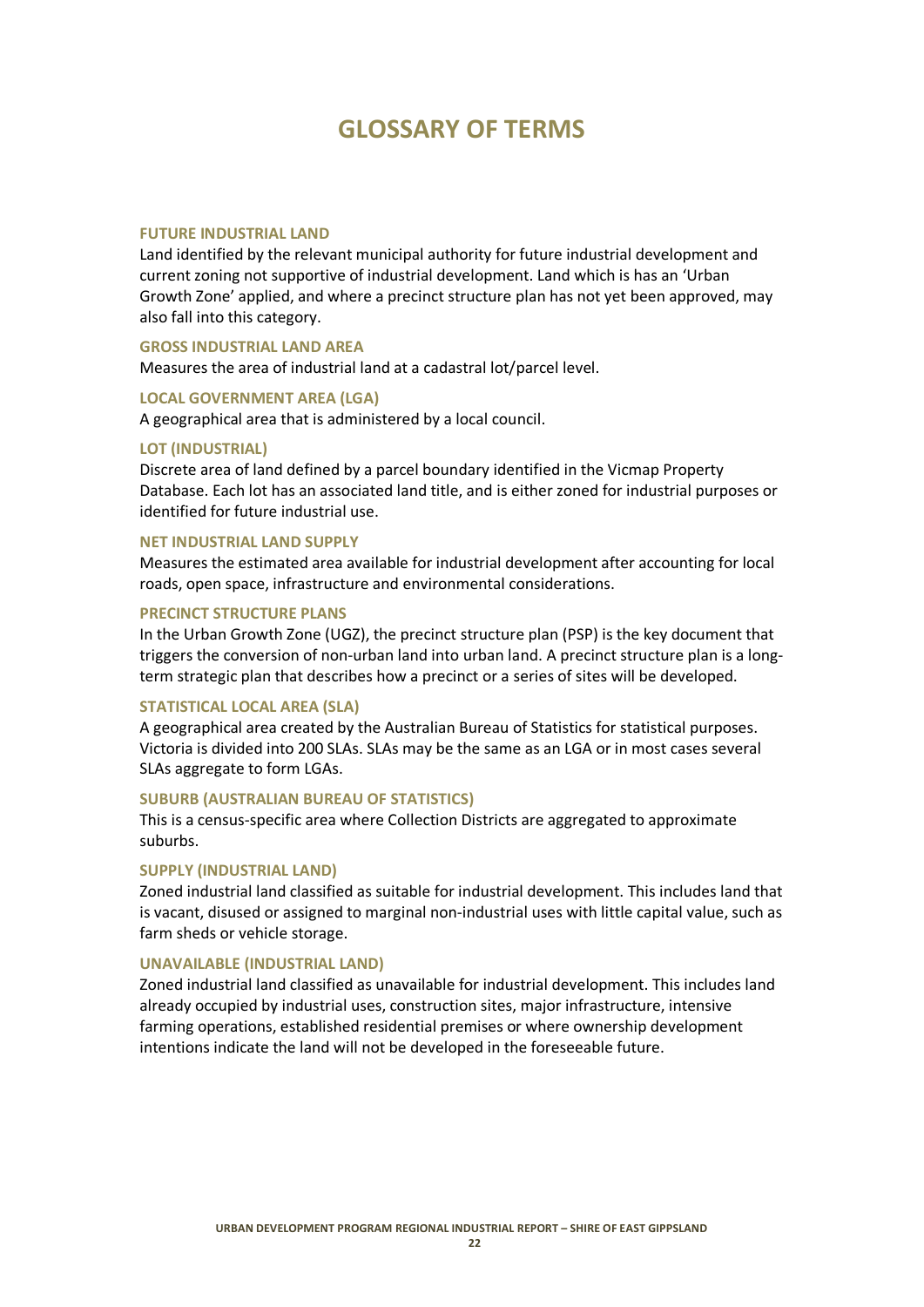# GLOSSARY OF TERMS

### FUTURE INDUSTRIAL LAND

Land identified by the relevant municipal authority for future industrial development and current zoning not supportive of industrial development. Land which is has an 'Urban Growth Zone' applied, and where a precinct structure plan has not yet been approved, may also fall into this category.

### GROSS INDUSTRIAL LAND AREA

Measures the area of industrial land at a cadastral lot/parcel level.

### LOCAL GOVERNMENT AREA (LGA)

A geographical area that is administered by a local council.

### LOT (INDUSTRIAL)

Discrete area of land defined by a parcel boundary identified in the Vicmap Property Database. Each lot has an associated land title, and is either zoned for industrial purposes or identified for future industrial use.

### NET INDUSTRIAL LAND SUPPLY

Measures the estimated area available for industrial development after accounting for local roads, open space, infrastructure and environmental considerations.

### PRECINCT STRUCTURE PLANS

In the Urban Growth Zone (UGZ), the precinct structure plan (PSP) is the key document that triggers the conversion of non-urban land into urban land. A precinct structure plan is a long-term strategic plan that describes how a precinct or a series of sites will be developed.

### STATISTICAL LOCAL AREA (SLA)

A geographical area created by the Australian Bureau of Statistics for statistical purposes. Victoria is divided into 200 SLAs. SLAs may be the same as an LGA or in most cases several SLAs aggregate to form LGAs.

### SUBURB (AUSTRALIAN BUREAU OF STATISTICS)

This is a census-specific area where Collection Districts are aggregated to approximate suburbs.

### SUPPLY (INDUSTRIAL LAND)

Zoned industrial land classified as suitable for industrial development. This includes land that is vacant, disused or assigned to marginal non-industrial uses with little capital value, such as farm sheds or vehicle storage.

### UNAVAILABLE (INDUSTRIAL LAND)

Zoned industrial land classified as unavailable for industrial development. This includes land already occupied by industrial uses, construction sites, major infrastructure, intensive farming operations, established residential premises or where ownership development intentions indicate the land will not be developed in the foreseeable future.